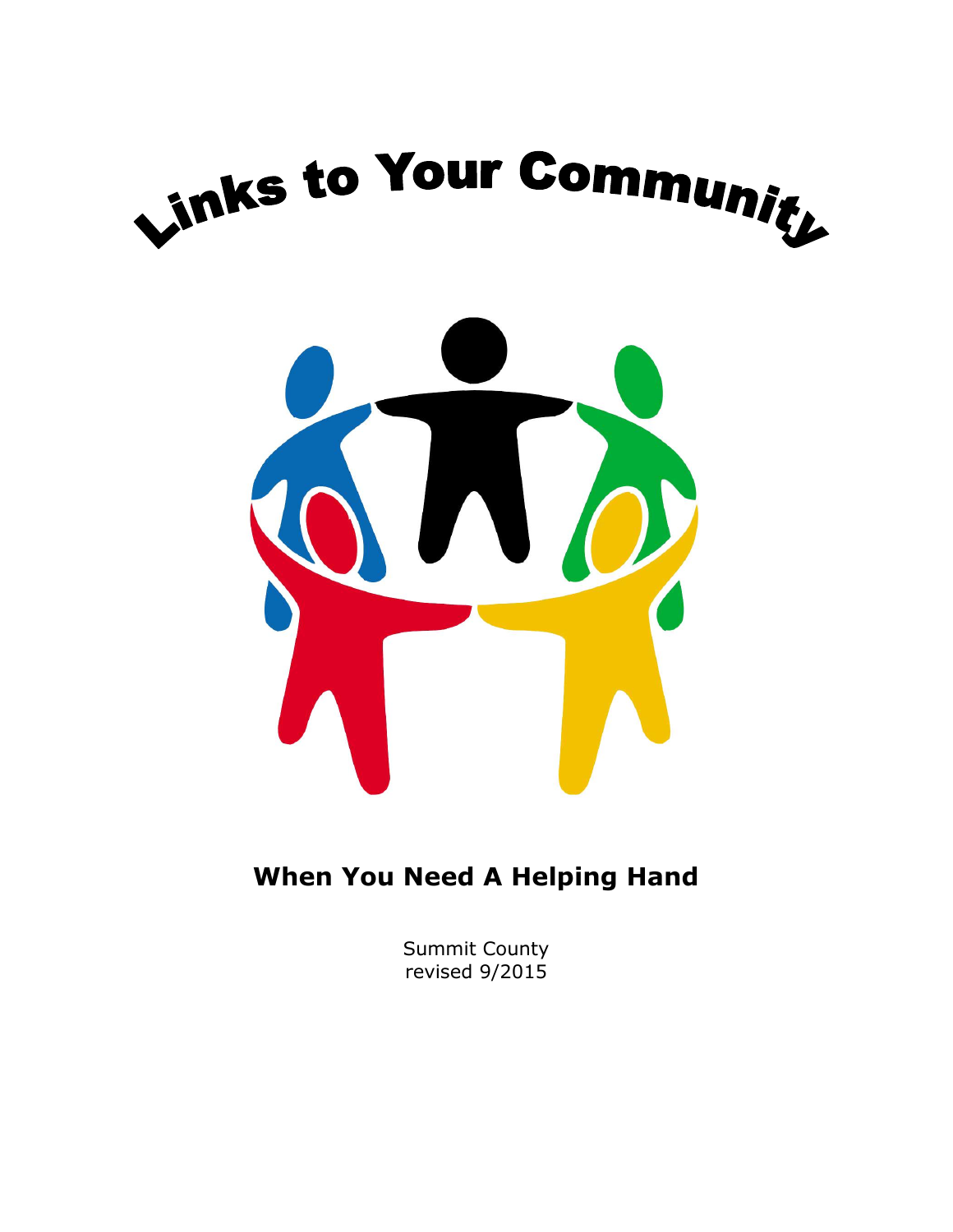# Links to Your Community

## When You Need A Helping Hand

Summit County
revised 9/2015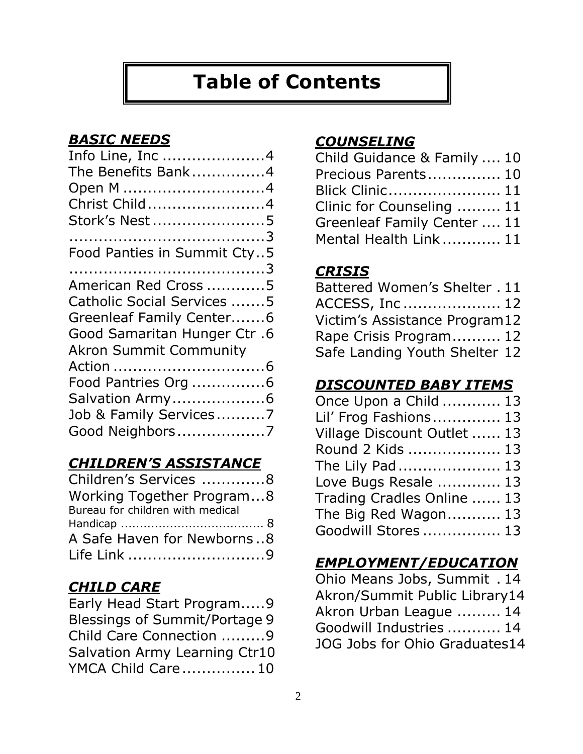# Table of Contents

## *BASIC NEEDS*

Info Line, Inc ....................4
The Benefits Bank..............4
Open M ............................4
Christ Child.......................4
Stork's Nest ......................5
........................................3
Food Panties in Summit Cty..5
........................................3
American Red Cross ...........5
Catholic Social Services .......5
Greenleaf Family Center.......6
Good Samaritan Hunger Ctr .6
Akron Summit Community Action ..............................6
Food Pantries Org ..............6
Salvation Army..................6
Job & Family Services..........7
Good Neighbors..................7

## *CHILDREN'S ASSISTANCE*

Children's Services ............8
Working Together Program...8
Bureau for children with medical Handicap ...................................... 8
A Safe Haven for Newborns ..8
Life Link ...........................9

## *CHILD CARE*

Early Head Start Program.....9
Blessings of Summit/Portage 9
Child Care Connection .........9
Salvation Army Learning Ctr10
YMCA Child Care...............10

## *COUNSELING*

Child Guidance & Family .... 10
Precious Parents............... 10
Blick Clinic...................... 11
Clinic for Counseling ......... 11
Greenleaf Family Center .... 11
Mental Health Link ............ 11

## *CRISIS*

Battered Women's Shelter . 11
ACCESS, Inc ................... 12
Victim's Assistance Program12
Rape Crisis Program.......... 12
Safe Landing Youth Shelter 12

## *DISCOUNTED BABY ITEMS*

Once Upon a Child ............ 13
Lil' Frog Fashions............. 13
Village Discount Outlet ...... 13
Round 2 Kids .................. 13
The Lily Pad .................... 13
Love Bugs Resale ............ 13
Trading Cradles Online ...... 13
The Big Red Wagon........... 13
Goodwill Stores ............... 13

## *EMPLOYMENT/EDUCATION*

Ohio Means Jobs, Summit . 14
Akron/Summit Public Library14
Akron Urban League ......... 14
Goodwill Industries ........... 14
JOG Jobs for Ohio Graduates14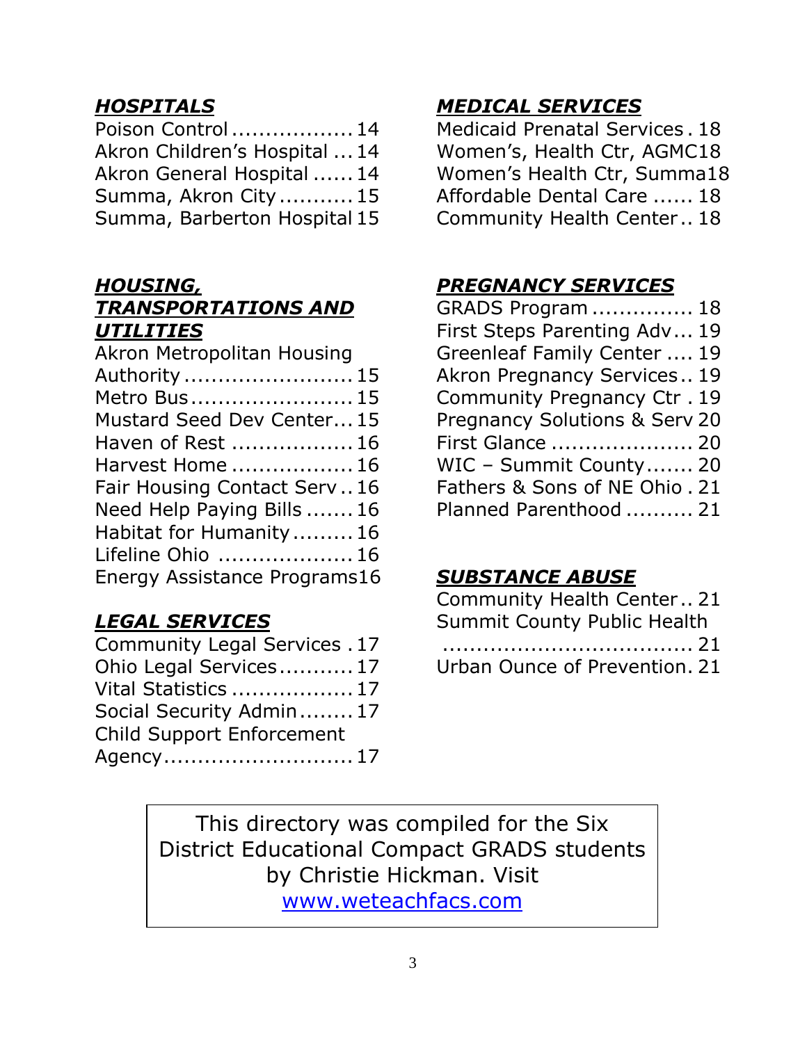## *HOSPITALS*

Poison Control .................. 14
Akron Children's Hospital ... 14
Akron General Hospital ...... 14
Summa, Akron City ........... 15
Summa, Barberton Hospital 15

## *HOUSING, TRANSPORTATIONS AND UTILITIES*

Akron Metropolitan Housing Authority ......................... 15
Metro Bus ........................ 15
Mustard Seed Dev Center... 15
Haven of Rest .................. 16
Harvest Home .................. 16
Fair Housing Contact Serv .. 16
Need Help Paying Bills ....... 16
Habitat for Humanity ......... 16
Lifeline Ohio .................... 16
Energy Assistance Programs16

## *LEGAL SERVICES*

Community Legal Services . 17
Ohio Legal Services ........... 17
Vital Statistics .................. 17
Social Security Admin ........ 17
Child Support Enforcement Agency ............................ 17

## *MEDICAL SERVICES*

Medicaid Prenatal Services . 18
Women's, Health Ctr, AGMC18
Women's Health Ctr, Summa18
Affordable Dental Care ...... 18
Community Health Center .. 18

## *PREGNANCY SERVICES*

GRADS Program ............... 18
First Steps Parenting Adv ... 19
Greenleaf Family Center .... 19
Akron Pregnancy Services .. 19
Community Pregnancy Ctr . 19
Pregnancy Solutions & Serv 20
First Glance ..................... 20
WIC – Summit County ....... 20
Fathers & Sons of NE Ohio . 21
Planned Parenthood .......... 21

## *SUBSTANCE ABUSE*

Community Health Center .. 21
Summit County Public Health .................................... 21
Urban Ounce of Prevention. 21

This directory was compiled for the Six District Educational Compact GRADS students by Christie Hickman. Visit www.weteachfacs.com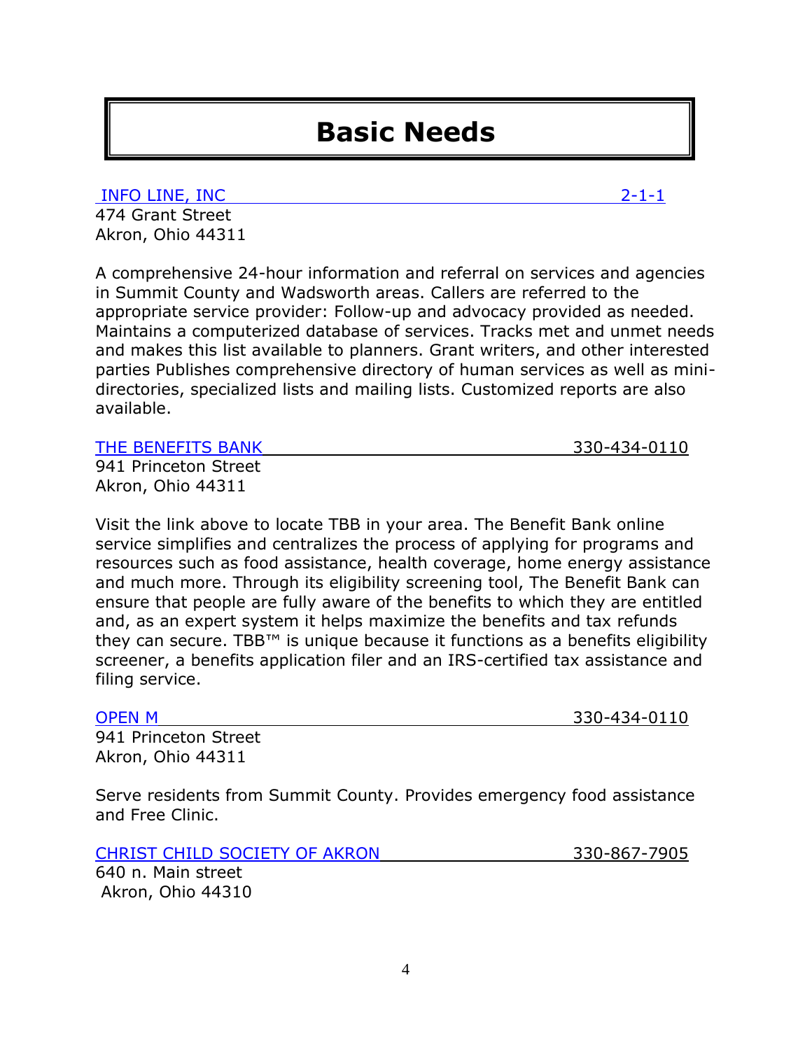# Basic Needs

**INFO LINE, INC** 2-1-1

474 Grant Street
Akron, Ohio 44311

A comprehensive 24-hour information and referral on services and agencies in Summit County and Wadsworth areas. Callers are referred to the appropriate service provider: Follow-up and advocacy provided as needed. Maintains a computerized database of services. Tracks met and unmet needs and makes this list available to planners. Grant writers, and other interested parties Publishes comprehensive directory of human services as well as mini-directories, specialized lists and mailing lists. Customized reports are also available.

**THE BENEFITS BANK** 330-434-0110

941 Princeton Street
Akron, Ohio 44311

Visit the link above to locate TBB in your area. The Benefit Bank online service simplifies and centralizes the process of applying for programs and resources such as food assistance, health coverage, home energy assistance and much more. Through its eligibility screening tool, The Benefit Bank can ensure that people are fully aware of the benefits to which they are entitled and, as an expert system it helps maximize the benefits and tax refunds they can secure. TBB™ is unique because it functions as a benefits eligibility screener, a benefits application filer and an IRS-certified tax assistance and filing service.

**OPEN M** 330-434-0110

941 Princeton Street
Akron, Ohio 44311

Serve residents from Summit County. Provides emergency food assistance and Free Clinic.

**CHRIST CHILD SOCIETY OF AKRON** 330-867-7905

640 n. Main street
Akron, Ohio 44310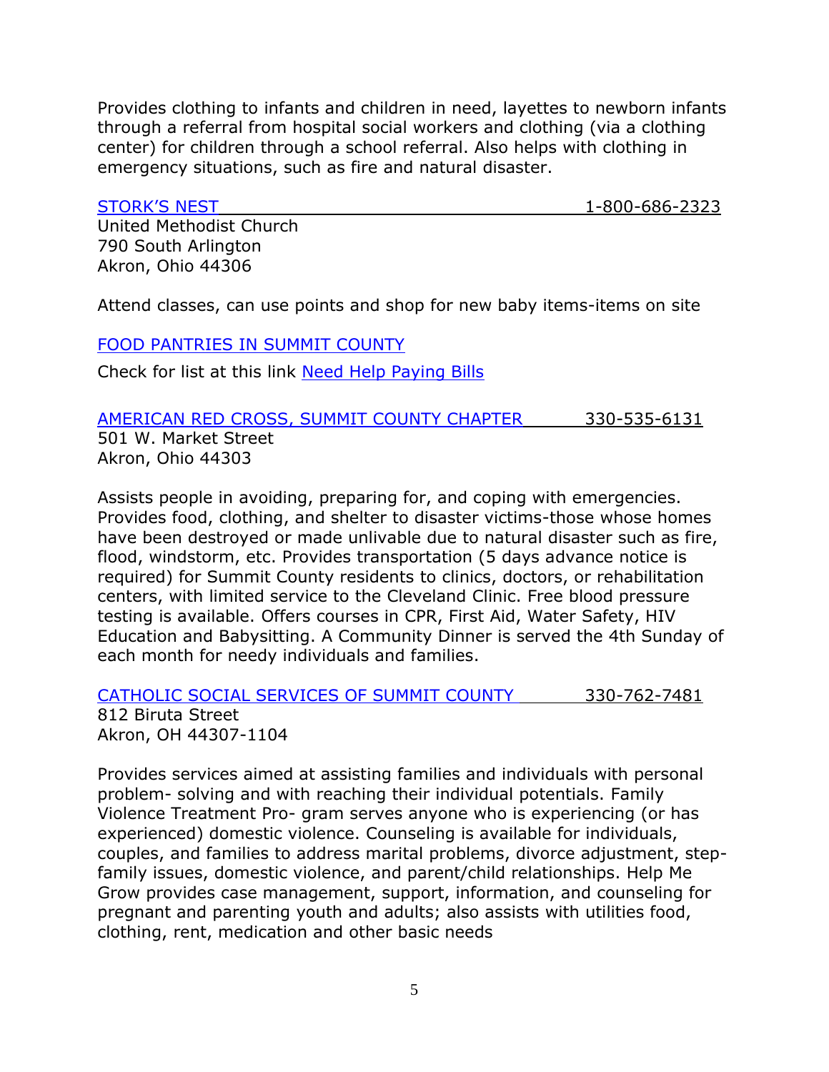Provides clothing to infants and children in need, layettes to newborn infants through a referral from hospital social workers and clothing (via a clothing center) for children through a school referral. Also helps with clothing in emergency situations, such as fire and natural disaster.

STORK'S NEST 1-800-686-2323

United Methodist Church
790 South Arlington
Akron, Ohio 44306

Attend classes, can use points and shop for new baby items-items on site

FOOD PANTRIES IN SUMMIT COUNTY

Check for list at this link Need Help Paying Bills

AMERICAN RED CROSS, SUMMIT COUNTY CHAPTER 330-535-6131

501 W. Market Street
Akron, Ohio 44303

Assists people in avoiding, preparing for, and coping with emergencies. Provides food, clothing, and shelter to disaster victims-those whose homes have been destroyed or made unlivable due to natural disaster such as fire, flood, windstorm, etc. Provides transportation (5 days advance notice is required) for Summit County residents to clinics, doctors, or rehabilitation centers, with limited service to the Cleveland Clinic. Free blood pressure testing is available. Offers courses in CPR, First Aid, Water Safety, HIV Education and Babysitting. A Community Dinner is served the 4th Sunday of each month for needy individuals and families.

CATHOLIC SOCIAL SERVICES OF SUMMIT COUNTY 330-762-7481

812 Biruta Street
Akron, OH 44307-1104

Provides services aimed at assisting families and individuals with personal problem- solving and with reaching their individual potentials. Family Violence Treatment Pro- gram serves anyone who is experiencing (or has experienced) domestic violence. Counseling is available for individuals, couples, and families to address marital problems, divorce adjustment, step-family issues, domestic violence, and parent/child relationships. Help Me Grow provides case management, support, information, and counseling for pregnant and parenting youth and adults; also assists with utilities food, clothing, rent, medication and other basic needs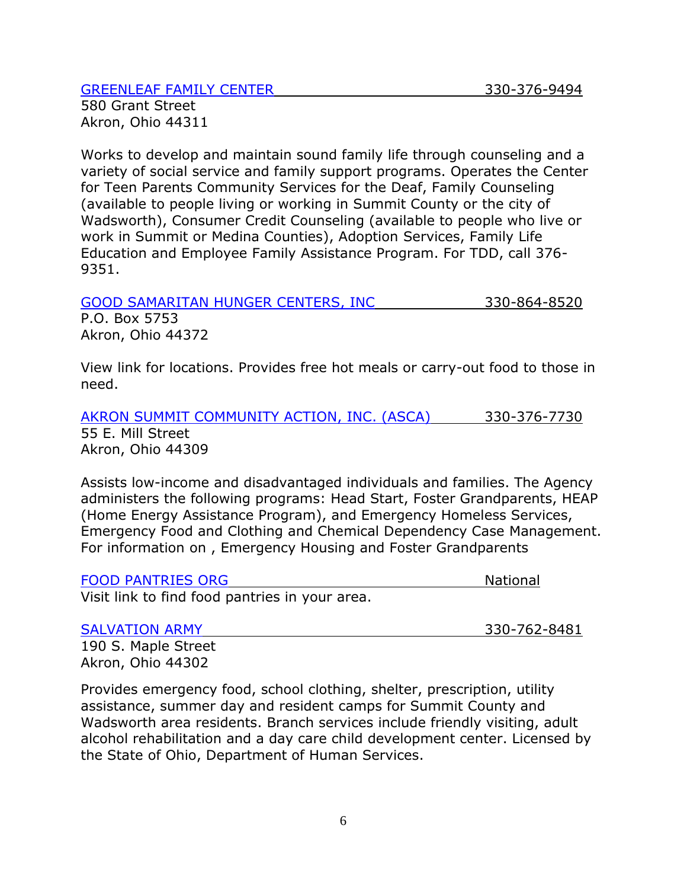GREENLEAF FAMILY CENTER 330-376-9494
580 Grant Street
Akron, Ohio 44311

Works to develop and maintain sound family life through counseling and a variety of social service and family support programs. Operates the Center for Teen Parents Community Services for the Deaf, Family Counseling (available to people living or working in Summit County or the city of Wadsworth), Consumer Credit Counseling (available to people who live or work in Summit or Medina Counties), Adoption Services, Family Life Education and Employee Family Assistance Program. For TDD, call 376-9351.

GOOD SAMARITAN HUNGER CENTERS, INC 330-864-8520
P.O. Box 5753
Akron, Ohio 44372

View link for locations. Provides free hot meals or carry-out food to those in need.

AKRON SUMMIT COMMUNITY ACTION, INC. (ASCA) 330-376-7730
55 E. Mill Street
Akron, Ohio 44309

Assists low-income and disadvantaged individuals and families. The Agency administers the following programs: Head Start, Foster Grandparents, HEAP (Home Energy Assistance Program), and Emergency Homeless Services, Emergency Food and Clothing and Chemical Dependency Case Management. For information on , Emergency Housing and Foster Grandparents

FOOD PANTRIES ORG National
Visit link to find food pantries in your area.

SALVATION ARMY 330-762-8481
190 S. Maple Street
Akron, Ohio 44302

Provides emergency food, school clothing, shelter, prescription, utility assistance, summer day and resident camps for Summit County and Wadsworth area residents. Branch services include friendly visiting, adult alcohol rehabilitation and a day care child development center. Licensed by the State of Ohio, Department of Human Services.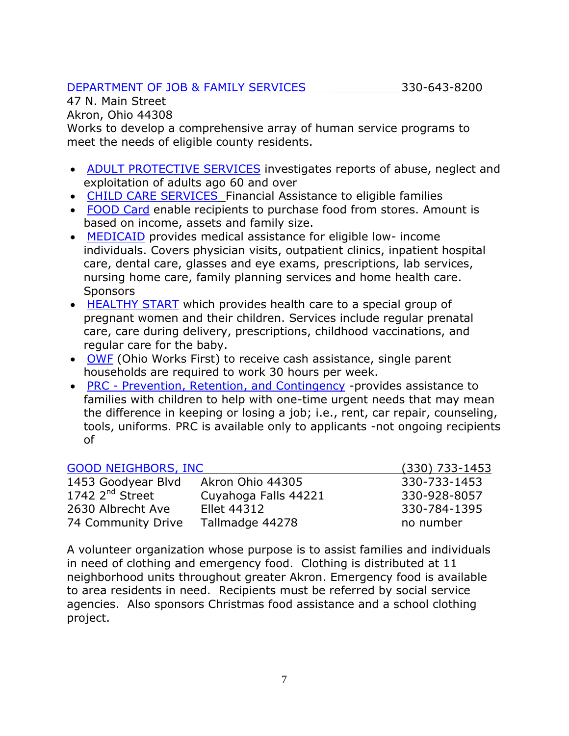DEPARTMENT OF JOB & FAMILY SERVICES 330-643-8200

47 N. Main Street
Akron, Ohio 44308
Works to develop a comprehensive array of human service programs to meet the needs of eligible county residents.

- ADULT PROTECTIVE SERVICES investigates reports of abuse, neglect and exploitation of adults ago 60 and over
- CHILD CARE SERVICES Financial Assistance to eligible families
- FOOD Card enable recipients to purchase food from stores. Amount is based on income, assets and family size.
- MEDICAID provides medical assistance for eligible low- income individuals. Covers physician visits, outpatient clinics, inpatient hospital care, dental care, glasses and eye exams, prescriptions, lab services, nursing home care, family planning services and home health care. Sponsors
- HEALTHY START which provides health care to a special group of pregnant women and their children. Services include regular prenatal care, care during delivery, prescriptions, childhood vaccinations, and regular care for the baby.
- OWF (Ohio Works First) to receive cash assistance, single parent households are required to work 30 hours per week.
- PRC - Prevention, Retention, and Contingency -provides assistance to families with children to help with one-time urgent needs that may mean the difference in keeping or losing a job; i.e., rent, car repair, counseling, tools, uniforms. PRC is available only to applicants -not ongoing recipients of

GOOD NEIGHBORS, INC (330) 733-1453

| | | |
|---|---|---|
| 1453 Goodyear Blvd | Akron Ohio 44305 | 330-733-1453 |
| 1742 2nd Street | Cuyahoga Falls 44221 | 330-928-8057 |
| 2630 Albrecht Ave | Ellet 44312 | 330-784-1395 |
| 74 Community Drive | Tallmadge 44278 | no number |

A volunteer organization whose purpose is to assist families and individuals in need of clothing and emergency food. Clothing is distributed at 11 neighborhood units throughout greater Akron. Emergency food is available to area residents in need. Recipients must be referred by social service agencies. Also sponsors Christmas food assistance and a school clothing project.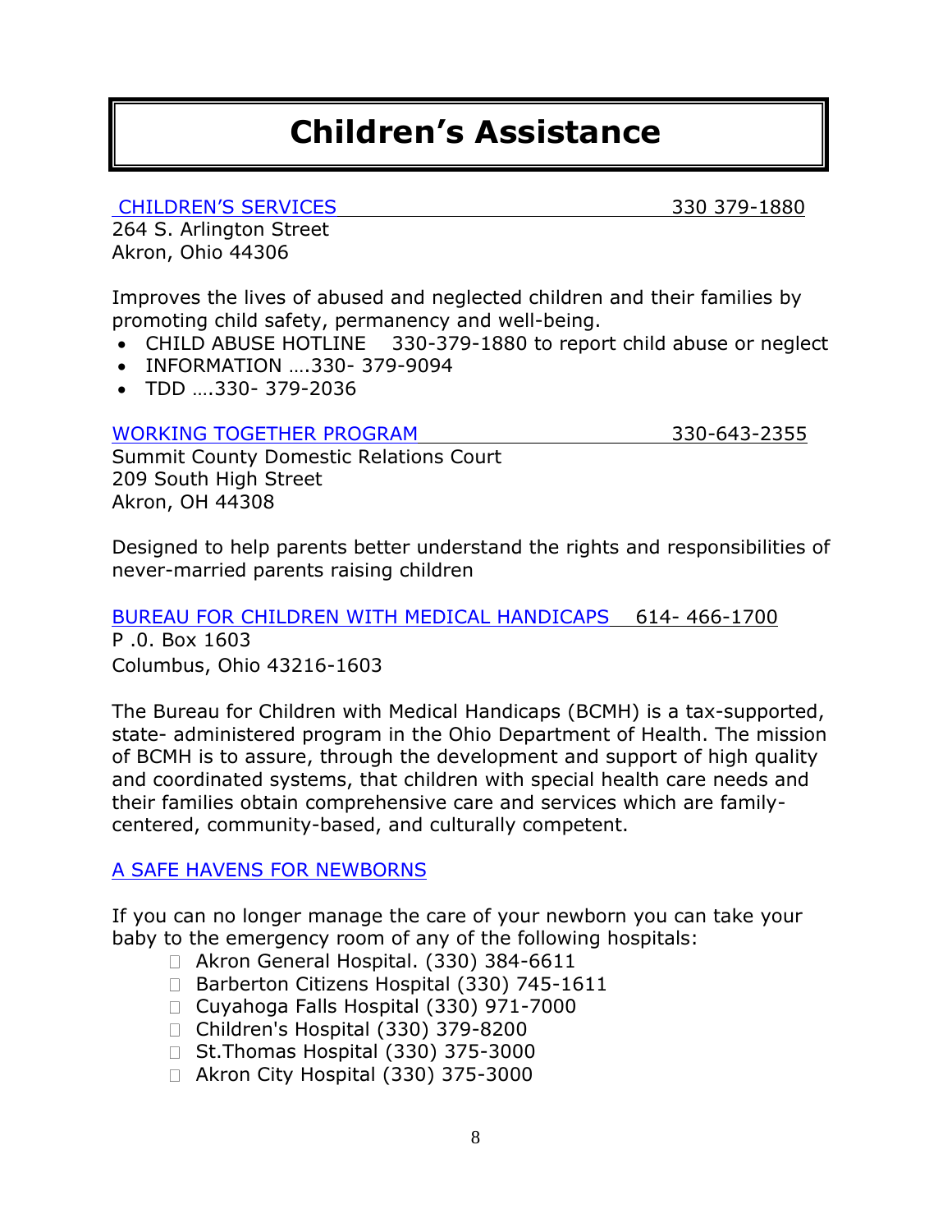# Children's Assistance

CHILDREN'S SERVICES 330 379-1880

264 S. Arlington Street
Akron, Ohio 44306

Improves the lives of abused and neglected children and their families by promoting child safety, permanency and well-being.

- CHILD ABUSE HOTLINE 330-379-1880 to report child abuse or neglect
- INFORMATION ….330- 379-9094
- TDD ….330- 379-2036

WORKING TOGETHER PROGRAM 330-643-2355

Summit County Domestic Relations Court
209 South High Street
Akron, OH 44308

Designed to help parents better understand the rights and responsibilities of never-married parents raising children

BUREAU FOR CHILDREN WITH MEDICAL HANDICAPS 614- 466-1700

P .0. Box 1603
Columbus, Ohio 43216-1603

The Bureau for Children with Medical Handicaps (BCMH) is a tax-supported, state- administered program in the Ohio Department of Health. The mission of BCMH is to assure, through the development and support of high quality and coordinated systems, that children with special health care needs and their families obtain comprehensive care and services which are family-centered, community-based, and culturally competent.

A SAFE HAVENS FOR NEWBORNS

If you can no longer manage the care of your newborn you can take your baby to the emergency room of any of the following hospitals:

- Akron General Hospital. (330) 384-6611
- Barberton Citizens Hospital (330) 745-1611
- Cuyahoga Falls Hospital (330) 971-7000
- Children's Hospital (330) 379-8200
- St.Thomas Hospital (330) 375-3000
- Akron City Hospital (330) 375-3000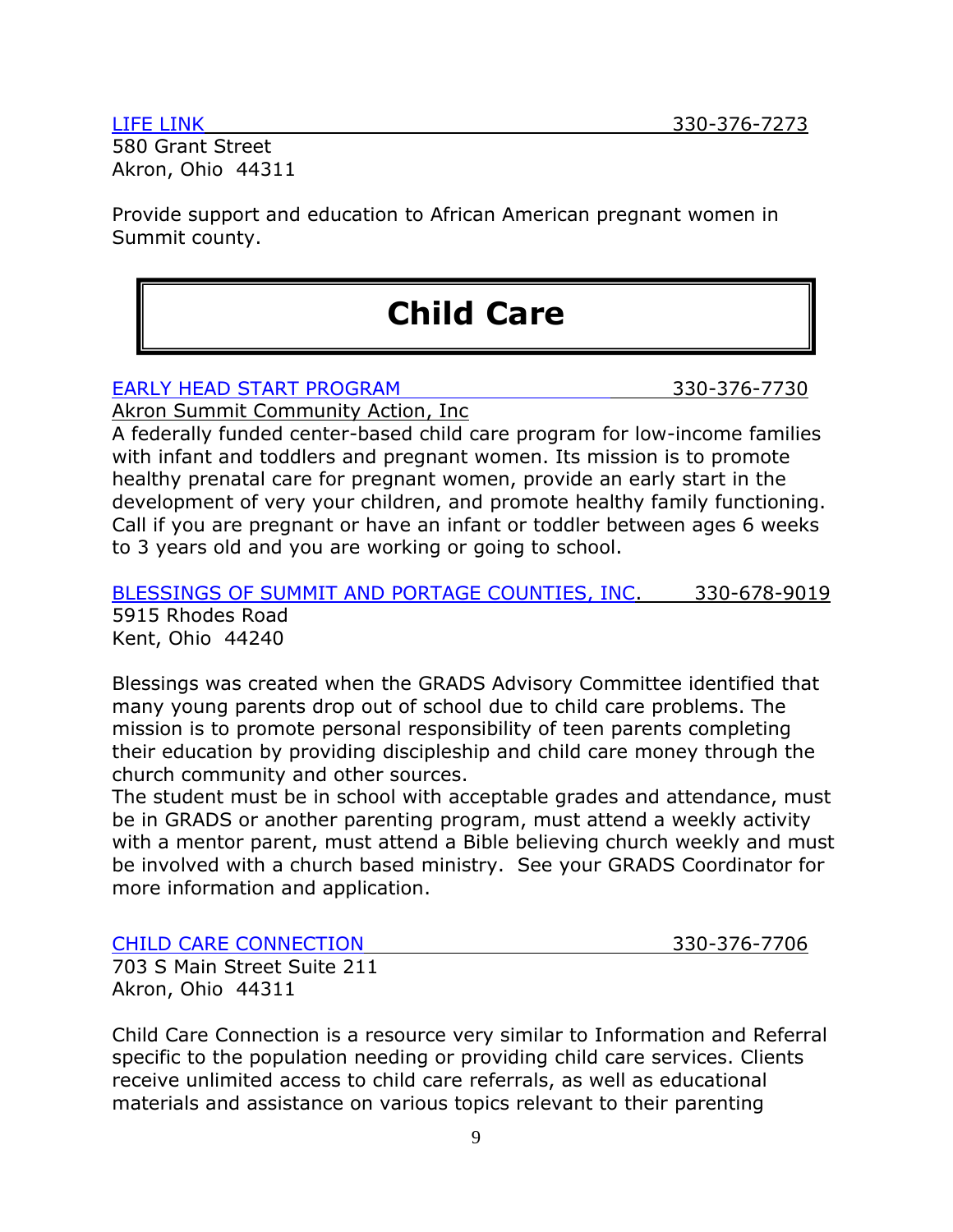LIFE LINK 330-376-7273

580 Grant Street
Akron, Ohio 44311

Provide support and education to African American pregnant women in Summit county.

# Child Care

EARLY HEAD START PROGRAM 330-376-7730

Akron Summit Community Action, Inc

A federally funded center-based child care program for low-income families with infant and toddlers and pregnant women. Its mission is to promote healthy prenatal care for pregnant women, provide an early start in the development of very your children, and promote healthy family functioning. Call if you are pregnant or have an infant or toddler between ages 6 weeks to 3 years old and you are working or going to school.

BLESSINGS OF SUMMIT AND PORTAGE COUNTIES, INC. 330-678-9019

5915 Rhodes Road
Kent, Ohio 44240

Blessings was created when the GRADS Advisory Committee identified that many young parents drop out of school due to child care problems. The mission is to promote personal responsibility of teen parents completing their education by providing discipleship and child care money through the church community and other sources.

The student must be in school with acceptable grades and attendance, must be in GRADS or another parenting program, must attend a weekly activity with a mentor parent, must attend a Bible believing church weekly and must be involved with a church based ministry. See your GRADS Coordinator for more information and application.

CHILD CARE CONNECTION 330-376-7706

703 S Main Street Suite 211
Akron, Ohio 44311

Child Care Connection is a resource very similar to Information and Referral specific to the population needing or providing child care services. Clients receive unlimited access to child care referrals, as well as educational materials and assistance on various topics relevant to their parenting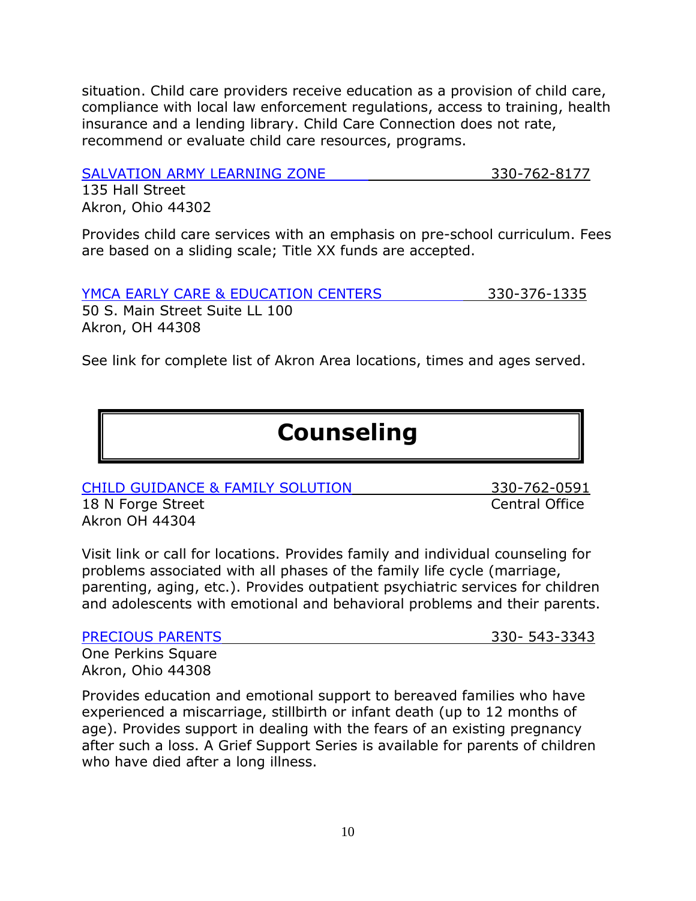situation. Child care providers receive education as a provision of child care, compliance with local law enforcement regulations, access to training, health insurance and a lending library. Child Care Connection does not rate, recommend or evaluate child care resources, programs.

SALVATION ARMY LEARNING ZONE 330-762-8177
135 Hall Street
Akron, Ohio 44302

Provides child care services with an emphasis on pre-school curriculum. Fees are based on a sliding scale; Title XX funds are accepted.

YMCA EARLY CARE & EDUCATION CENTERS 330-376-1335
50 S. Main Street Suite LL 100
Akron, OH 44308

See link for complete list of Akron Area locations, times and ages served.

# Counseling

CHILD GUIDANCE & FAMILY SOLUTION 330-762-0591
18 N Forge Street Central Office
Akron OH 44304

Visit link or call for locations. Provides family and individual counseling for problems associated with all phases of the family life cycle (marriage, parenting, aging, etc.). Provides outpatient psychiatric services for children and adolescents with emotional and behavioral problems and their parents.

PRECIOUS PARENTS 330- 543-3343
One Perkins Square
Akron, Ohio 44308

Provides education and emotional support to bereaved families who have experienced a miscarriage, stillbirth or infant death (up to 12 months of age). Provides support in dealing with the fears of an existing pregnancy after such a loss. A Grief Support Series is available for parents of children who have died after a long illness.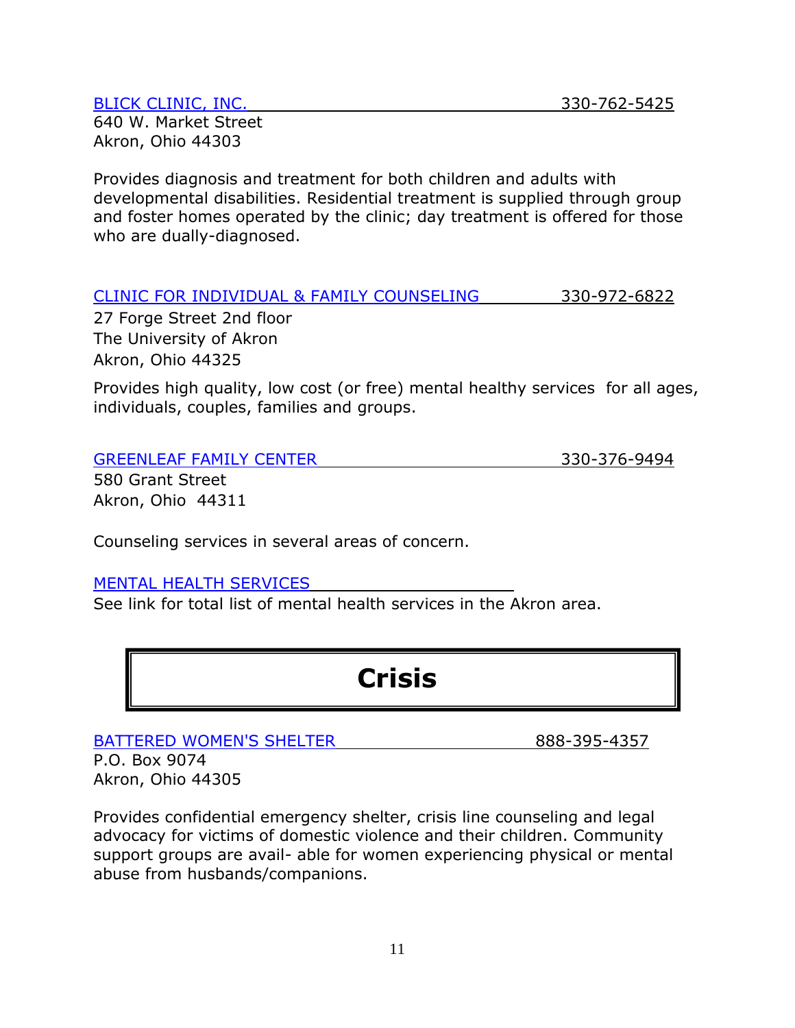BLICK CLINIC, INC. 330-762-5425
640 W. Market Street
Akron, Ohio 44303

Provides diagnosis and treatment for both children and adults with developmental disabilities. Residential treatment is supplied through group and foster homes operated by the clinic; day treatment is offered for those who are dually-diagnosed.

CLINIC FOR INDIVIDUAL & FAMILY COUNSELING 330-972-6822
27 Forge Street 2nd floor
The University of Akron
Akron, Ohio 44325

Provides high quality, low cost (or free) mental healthy services for all ages, individuals, couples, families and groups.

GREENLEAF FAMILY CENTER 330-376-9494
580 Grant Street
Akron, Ohio 44311

Counseling services in several areas of concern.

MENTAL HEALTH SERVICES
See link for total list of mental health services in the Akron area.

# Crisis

BATTERED WOMEN'S SHELTER 888-395-4357
P.O. Box 9074
Akron, Ohio 44305

Provides confidential emergency shelter, crisis line counseling and legal advocacy for victims of domestic violence and their children. Community support groups are avail- able for women experiencing physical or mental abuse from husbands/companions.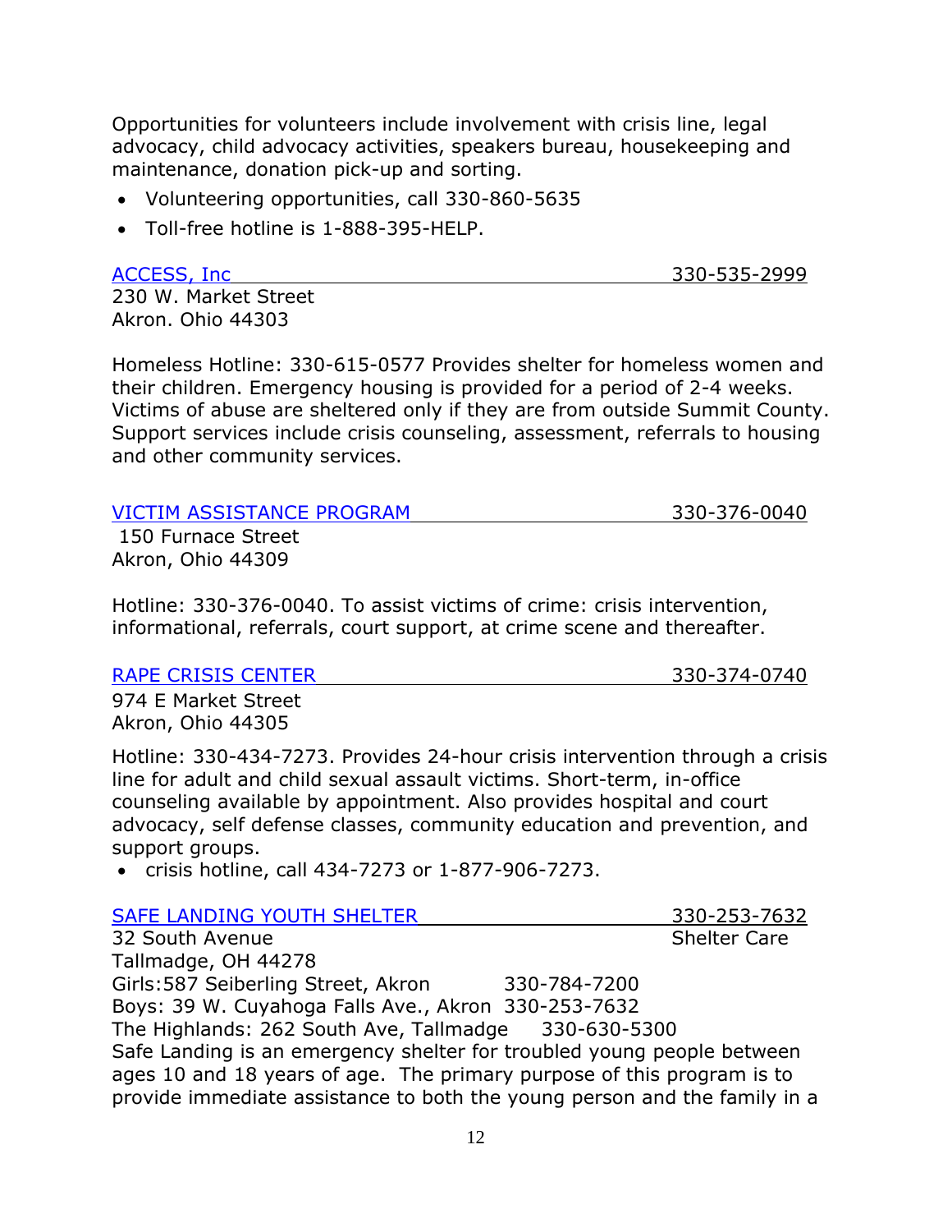Opportunities for volunteers include involvement with crisis line, legal advocacy, child advocacy activities, speakers bureau, housekeeping and maintenance, donation pick-up and sorting.

- Volunteering opportunities, call 330-860-5635
- Toll-free hotline is 1-888-395-HELP.

ACCESS, Inc 330-535-2999

230 W. Market Street
Akron. Ohio 44303

Homeless Hotline: 330-615-0577 Provides shelter for homeless women and their children. Emergency housing is provided for a period of 2-4 weeks. Victims of abuse are sheltered only if they are from outside Summit County. Support services include crisis counseling, assessment, referrals to housing and other community services.

VICTIM ASSISTANCE PROGRAM 330-376-0040

150 Furnace Street
Akron, Ohio 44309

Hotline: 330-376-0040. To assist victims of crime: crisis intervention, informational, referrals, court support, at crime scene and thereafter.

RAPE CRISIS CENTER 330-374-0740

974 E Market Street
Akron, Ohio 44305

Hotline: 330-434-7273. Provides 24-hour crisis intervention through a crisis line for adult and child sexual assault victims. Short-term, in-office counseling available by appointment. Also provides hospital and court advocacy, self defense classes, community education and prevention, and support groups.

- crisis hotline, call 434-7273 or 1-877-906-7273.

SAFE LANDING YOUTH SHELTER 330-253-7632

32 South Avenue Shelter Care
Tallmadge, OH 44278
Girls:587 Seiberling Street, Akron 330-784-7200
Boys: 39 W. Cuyahoga Falls Ave., Akron 330-253-7632
The Highlands: 262 South Ave, Tallmadge 330-630-5300
Safe Landing is an emergency shelter for troubled young people between ages 10 and 18 years of age. The primary purpose of this program is to provide immediate assistance to both the young person and the family in a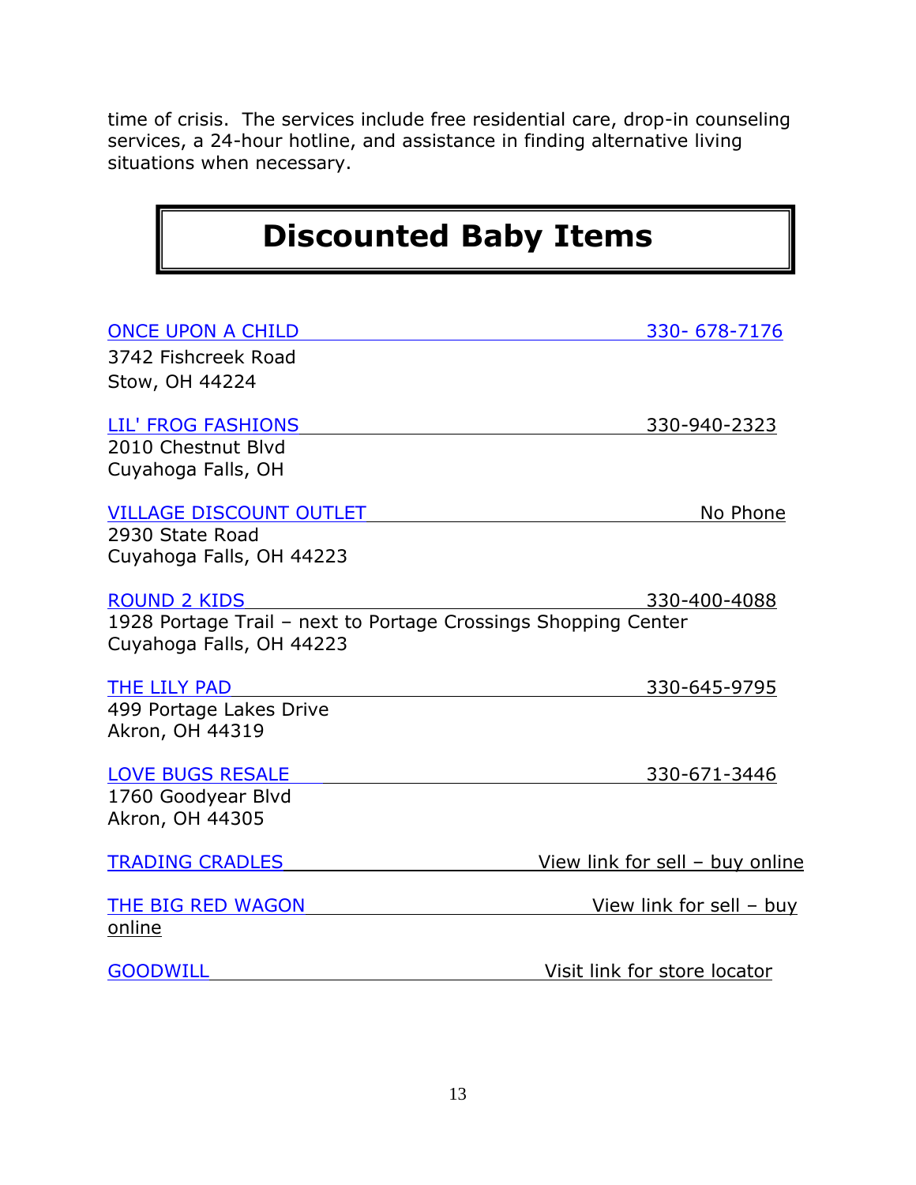time of crisis. The services include free residential care, drop-in counseling services, a 24-hour hotline, and assistance in finding alternative living situations when necessary.

# Discounted Baby Items

ONCE UPON A CHILD — 330- 678-7176
3742 Fishcreek Road
Stow, OH 44224

LIL' FROG FASHIONS — 330-940-2323
2010 Chestnut Blvd
Cuyahoga Falls, OH

VILLAGE DISCOUNT OUTLET — No Phone
2930 State Road
Cuyahoga Falls, OH 44223

ROUND 2 KIDS — 330-400-4088
1928 Portage Trail – next to Portage Crossings Shopping Center
Cuyahoga Falls, OH 44223

THE LILY PAD — 330-645-9795
499 Portage Lakes Drive
Akron, OH 44319

LOVE BUGS RESALE — 330-671-3446
1760 Goodyear Blvd
Akron, OH 44305

TRADING CRADLES — View link for sell – buy online

THE BIG RED WAGON — View link for sell – buy online

GOODWILL — Visit link for store locator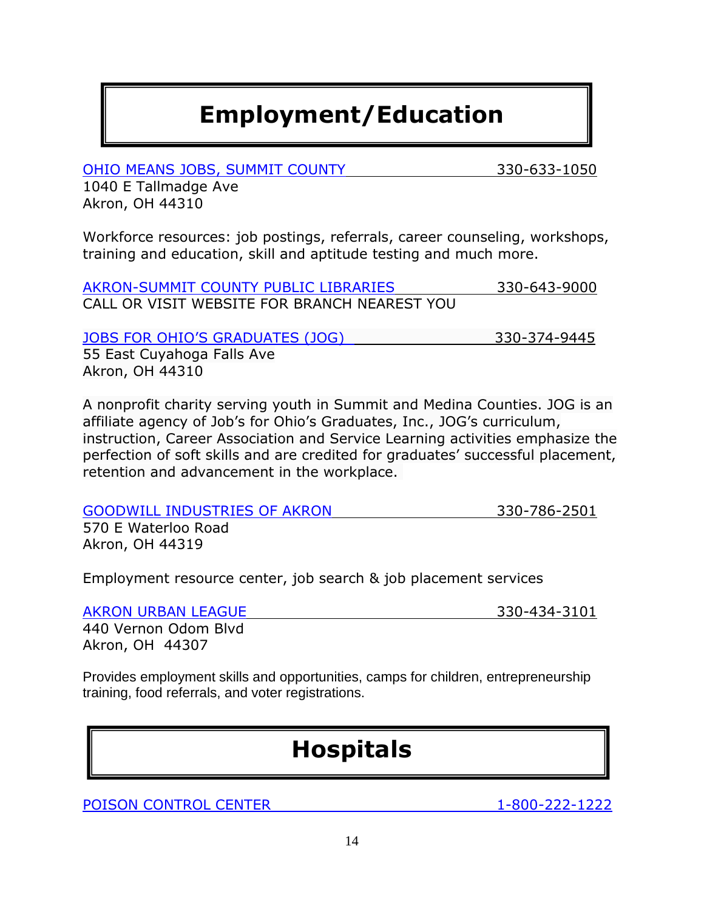# Employment/Education

OHIO MEANS JOBS, SUMMIT COUNTY 330-633-1050
1040 E Tallmadge Ave
Akron, OH 44310

Workforce resources: job postings, referrals, career counseling, workshops, training and education, skill and aptitude testing and much more.

AKRON-SUMMIT COUNTY PUBLIC LIBRARIES 330-643-9000
CALL OR VISIT WEBSITE FOR BRANCH NEAREST YOU

JOBS FOR OHIO'S GRADUATES (JOG) 330-374-9445
55 East Cuyahoga Falls Ave
Akron, OH 44310

A nonprofit charity serving youth in Summit and Medina Counties. JOG is an affiliate agency of Job's for Ohio's Graduates, Inc., JOG's curriculum, instruction, Career Association and Service Learning activities emphasize the perfection of soft skills and are credited for graduates' successful placement, retention and advancement in the workplace.

GOODWILL INDUSTRIES OF AKRON 330-786-2501
570 E Waterloo Road
Akron, OH 44319

Employment resource center, job search & job placement services

AKRON URBAN LEAGUE 330-434-3101
440 Vernon Odom Blvd
Akron, OH 44307

Provides employment skills and opportunities, camps for children, entrepreneurship training, food referrals, and voter registrations.

# Hospitals

POISON CONTROL CENTER 1-800-222-1222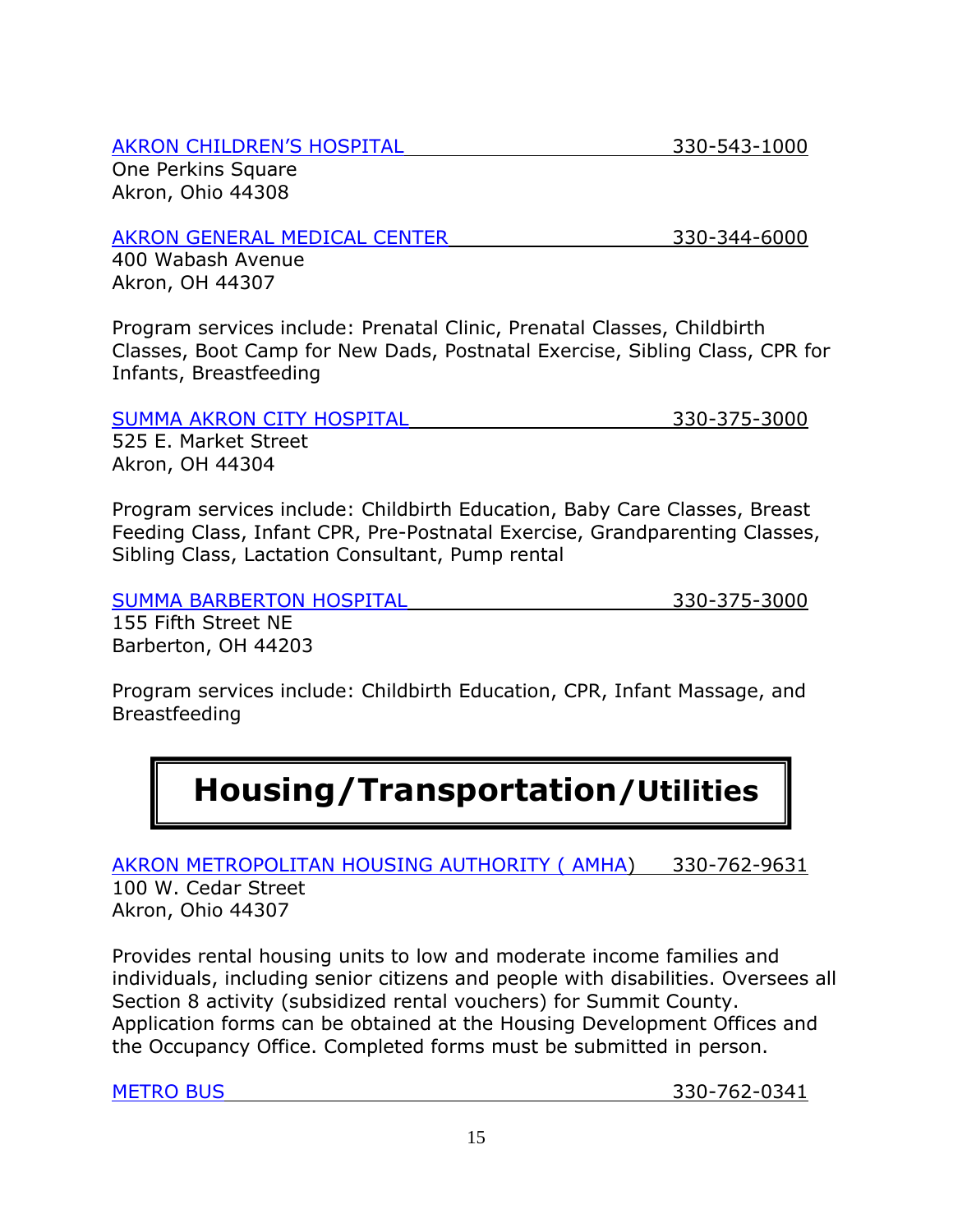AKRON CHILDREN'S HOSPITAL 330-543-1000
One Perkins Square
Akron, Ohio 44308

AKRON GENERAL MEDICAL CENTER 330-344-6000
400 Wabash Avenue
Akron, OH 44307

Program services include: Prenatal Clinic, Prenatal Classes, Childbirth Classes, Boot Camp for New Dads, Postnatal Exercise, Sibling Class, CPR for Infants, Breastfeeding

SUMMA AKRON CITY HOSPITAL 330-375-3000
525 E. Market Street
Akron, OH 44304

Program services include: Childbirth Education, Baby Care Classes, Breast Feeding Class, Infant CPR, Pre-Postnatal Exercise, Grandparenting Classes, Sibling Class, Lactation Consultant, Pump rental

SUMMA BARBERTON HOSPITAL 330-375-3000
155 Fifth Street NE
Barberton, OH 44203

Program services include: Childbirth Education, CPR, Infant Massage, and Breastfeeding

# Housing/Transportation/Utilities

AKRON METROPOLITAN HOUSING AUTHORITY ( AMHA) 330-762-9631
100 W. Cedar Street
Akron, Ohio 44307

Provides rental housing units to low and moderate income families and individuals, including senior citizens and people with disabilities. Oversees all Section 8 activity (subsidized rental vouchers) for Summit County. Application forms can be obtained at the Housing Development Offices and the Occupancy Office. Completed forms must be submitted in person.

METRO BUS 330-762-0341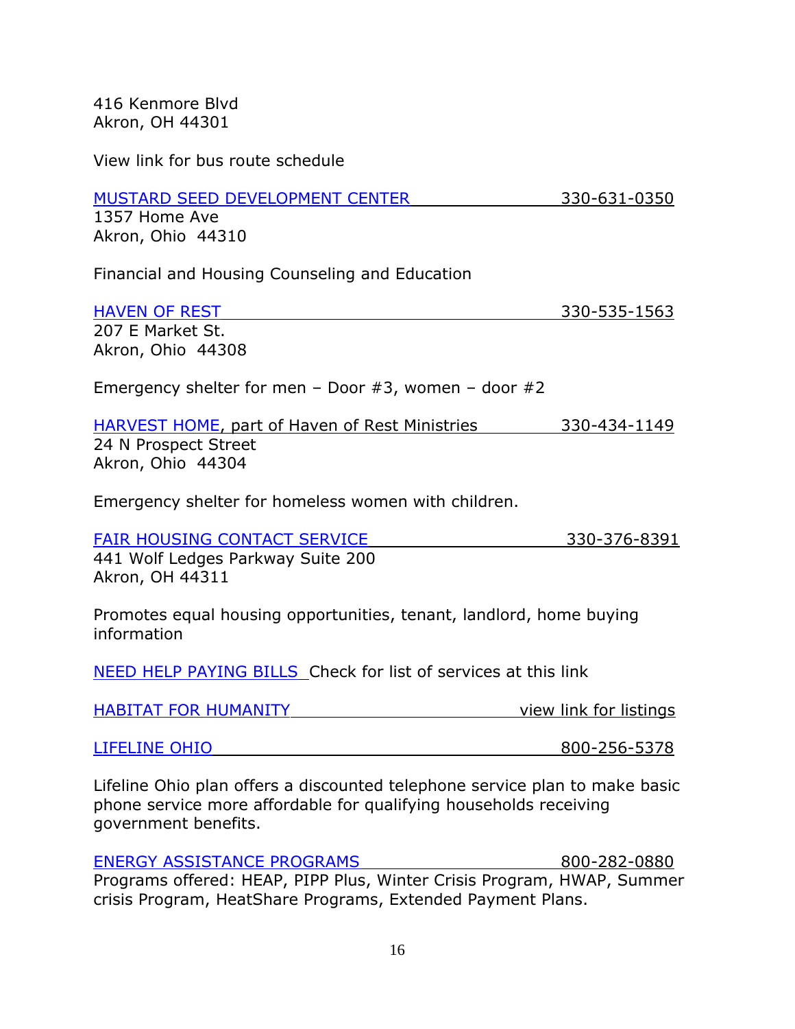416 Kenmore Blvd
Akron, OH 44301

View link for bus route schedule

MUSTARD SEED DEVELOPMENT CENTER 330-631-0350
1357 Home Ave
Akron, Ohio 44310

Financial and Housing Counseling and Education

HAVEN OF REST 330-535-1563
207 E Market St.
Akron, Ohio 44308

Emergency shelter for men – Door #3, women – door #2

HARVEST HOME, part of Haven of Rest Ministries 330-434-1149
24 N Prospect Street
Akron, Ohio 44304

Emergency shelter for homeless women with children.

FAIR HOUSING CONTACT SERVICE 330-376-8391
441 Wolf Ledges Parkway Suite 200
Akron, OH 44311

Promotes equal housing opportunities, tenant, landlord, home buying information

NEED HELP PAYING BILLS Check for list of services at this link

HABITAT FOR HUMANITY view link for listings

LIFELINE OHIO 800-256-5378

Lifeline Ohio plan offers a discounted telephone service plan to make basic phone service more affordable for qualifying households receiving government benefits.

ENERGY ASSISTANCE PROGRAMS 800-282-0880
Programs offered: HEAP, PIPP Plus, Winter Crisis Program, HWAP, Summer crisis Program, HeatShare Programs, Extended Payment Plans.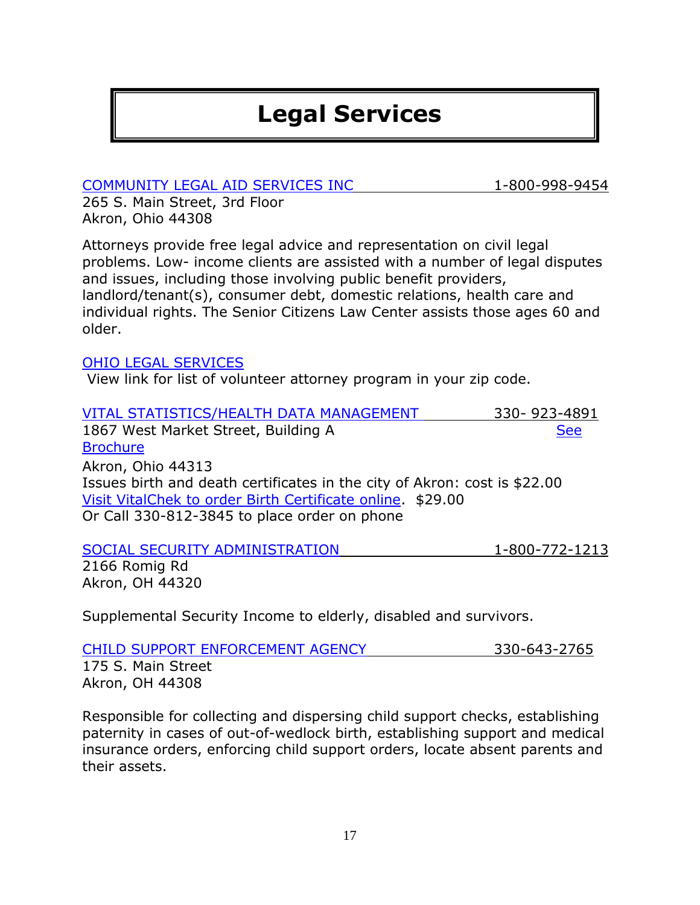# Legal Services

COMMUNITY LEGAL AID SERVICES INC 1-800-998-9454
265 S. Main Street, 3rd Floor
Akron, Ohio 44308

Attorneys provide free legal advice and representation on civil legal problems. Low- income clients are assisted with a number of legal disputes and issues, including those involving public benefit providers, landlord/tenant(s), consumer debt, domestic relations, health care and individual rights. The Senior Citizens Law Center assists those ages 60 and older.

OHIO LEGAL SERVICES
View link for list of volunteer attorney program in your zip code.

VITAL STATISTICS/HEALTH DATA MANAGEMENT 330- 923-4891
1867 West Market Street, Building A See Brochure
Akron, Ohio 44313
Issues birth and death certificates in the city of Akron: cost is $22.00
Visit VitalChek to order Birth Certificate online. $29.00
Or Call 330-812-3845 to place order on phone

SOCIAL SECURITY ADMINISTRATION 1-800-772-1213
2166 Romig Rd
Akron, OH 44320

Supplemental Security Income to elderly, disabled and survivors.

CHILD SUPPORT ENFORCEMENT AGENCY 330-643-2765
175 S. Main Street
Akron, OH 44308

Responsible for collecting and dispersing child support checks, establishing paternity in cases of out-of-wedlock birth, establishing support and medical insurance orders, enforcing child support orders, locate absent parents and their assets.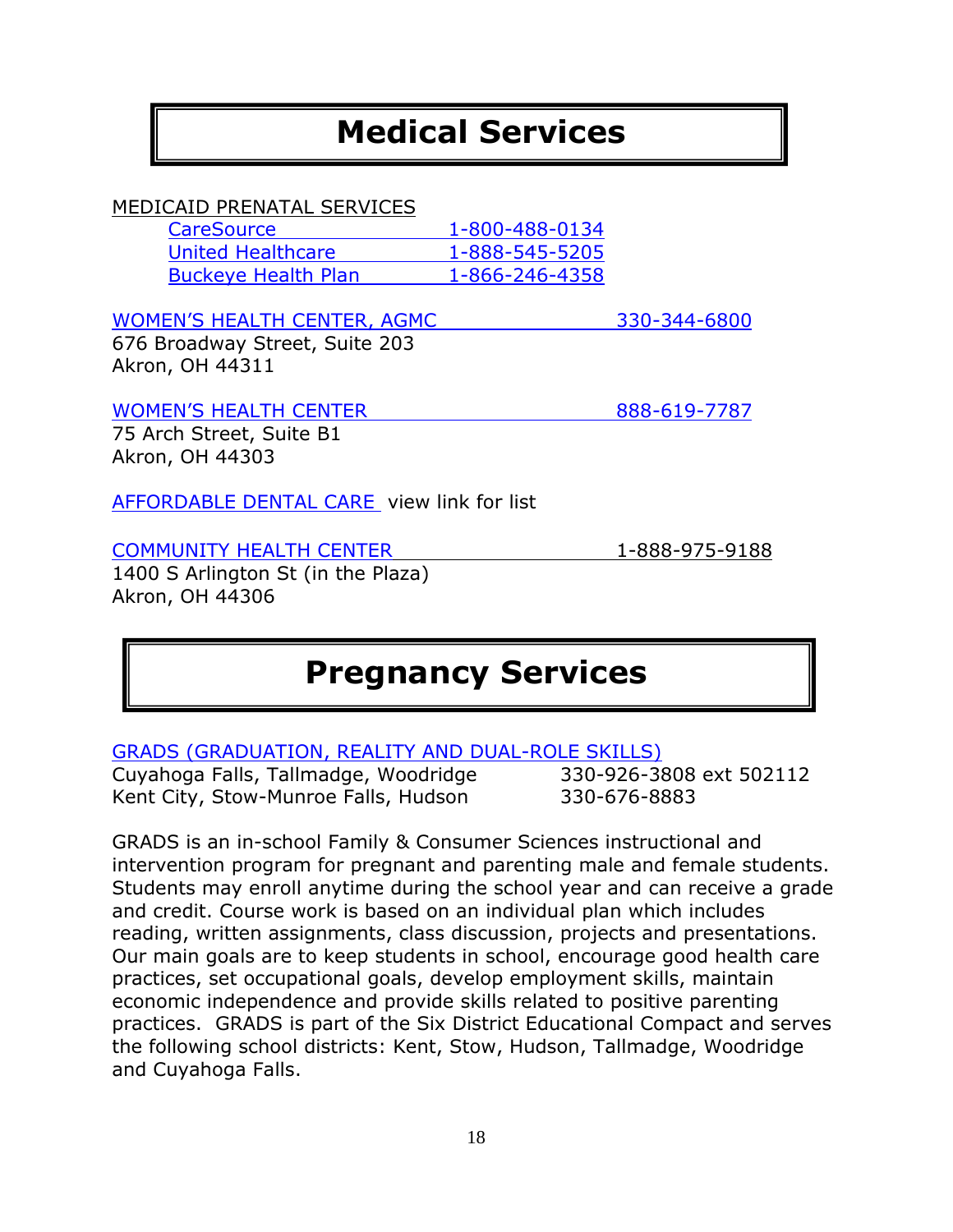# Medical Services

MEDICAID PRENATAL SERVICES

- CareSource 1-800-488-0134
- United Healthcare 1-888-545-5205
- Buckeye Health Plan 1-866-246-4358

WOMEN'S HEALTH CENTER, AGMC 330-344-6800
676 Broadway Street, Suite 203
Akron, OH 44311

WOMEN'S HEALTH CENTER 888-619-7787
75 Arch Street, Suite B1
Akron, OH 44303

AFFORDABLE DENTAL CARE view link for list

COMMUNITY HEALTH CENTER 1-888-975-9188
1400 S Arlington St (in the Plaza)
Akron, OH 44306

# Pregnancy Services

GRADS (GRADUATION, REALITY AND DUAL-ROLE SKILLS)
Cuyahoga Falls, Tallmadge, Woodridge 330-926-3808 ext 502112
Kent City, Stow-Munroe Falls, Hudson 330-676-8883

GRADS is an in-school Family & Consumer Sciences instructional and intervention program for pregnant and parenting male and female students. Students may enroll anytime during the school year and can receive a grade and credit. Course work is based on an individual plan which includes reading, written assignments, class discussion, projects and presentations. Our main goals are to keep students in school, encourage good health care practices, set occupational goals, develop employment skills, maintain economic independence and provide skills related to positive parenting practices. GRADS is part of the Six District Educational Compact and serves the following school districts: Kent, Stow, Hudson, Tallmadge, Woodridge and Cuyahoga Falls.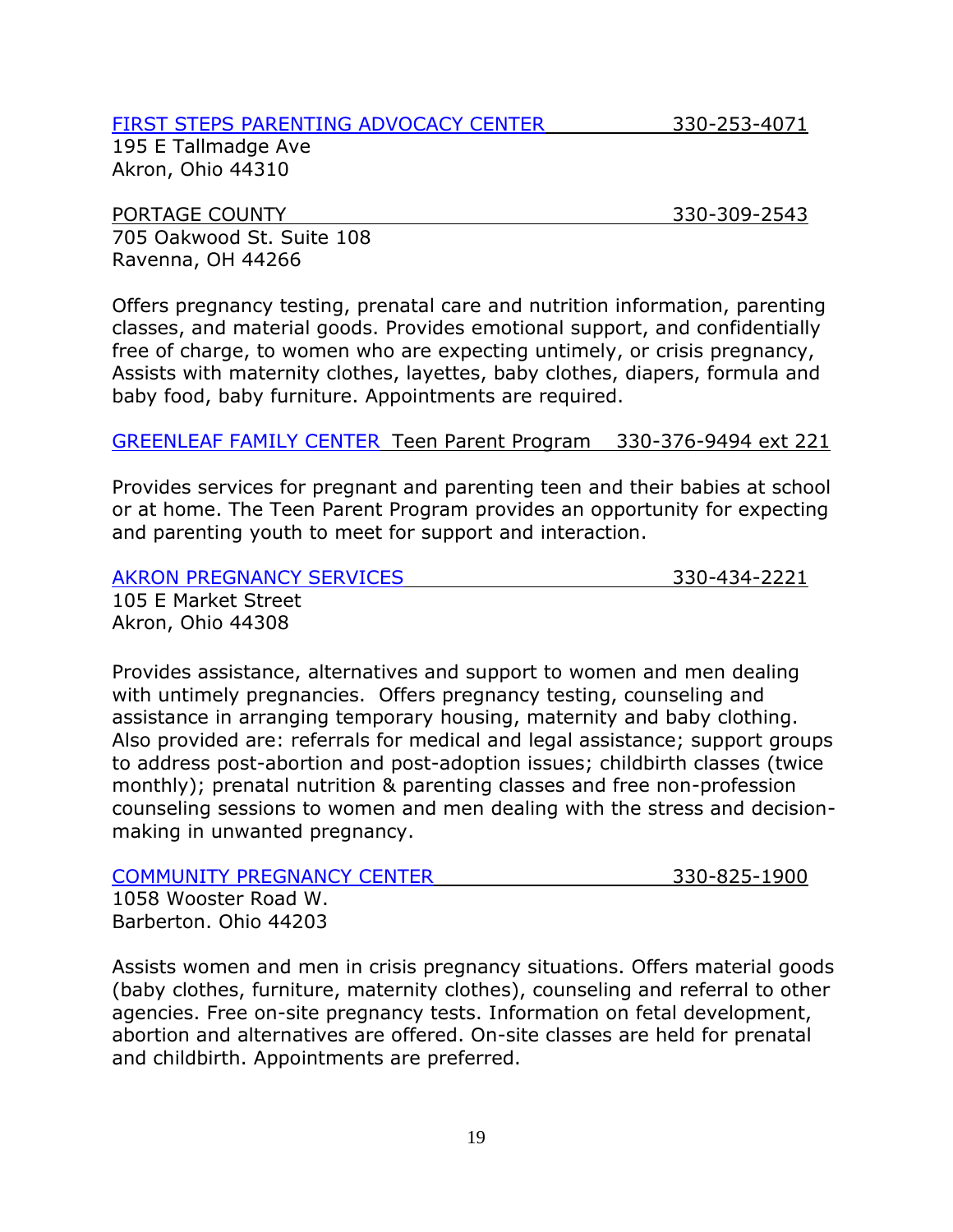FIRST STEPS PARENTING ADVOCACY CENTER 330-253-4071
195 E Tallmadge Ave
Akron, Ohio 44310

PORTAGE COUNTY 330-309-2543
705 Oakwood St. Suite 108
Ravenna, OH 44266

Offers pregnancy testing, prenatal care and nutrition information, parenting classes, and material goods. Provides emotional support, and confidentially free of charge, to women who are expecting untimely, or crisis pregnancy, Assists with maternity clothes, layettes, baby clothes, diapers, formula and baby food, baby furniture. Appointments are required.

GREENLEAF FAMILY CENTER Teen Parent Program 330-376-9494 ext 221

Provides services for pregnant and parenting teen and their babies at school or at home. The Teen Parent Program provides an opportunity for expecting and parenting youth to meet for support and interaction.

AKRON PREGNANCY SERVICES 330-434-2221
105 E Market Street
Akron, Ohio 44308

Provides assistance, alternatives and support to women and men dealing with untimely pregnancies. Offers pregnancy testing, counseling and assistance in arranging temporary housing, maternity and baby clothing. Also provided are: referrals for medical and legal assistance; support groups to address post-abortion and post-adoption issues; childbirth classes (twice monthly); prenatal nutrition & parenting classes and free non-profession counseling sessions to women and men dealing with the stress and decision-making in unwanted pregnancy.

COMMUNITY PREGNANCY CENTER 330-825-1900
1058 Wooster Road W.
Barberton. Ohio 44203

Assists women and men in crisis pregnancy situations. Offers material goods (baby clothes, furniture, maternity clothes), counseling and referral to other agencies. Free on-site pregnancy tests. Information on fetal development, abortion and alternatives are offered. On-site classes are held for prenatal and childbirth. Appointments are preferred.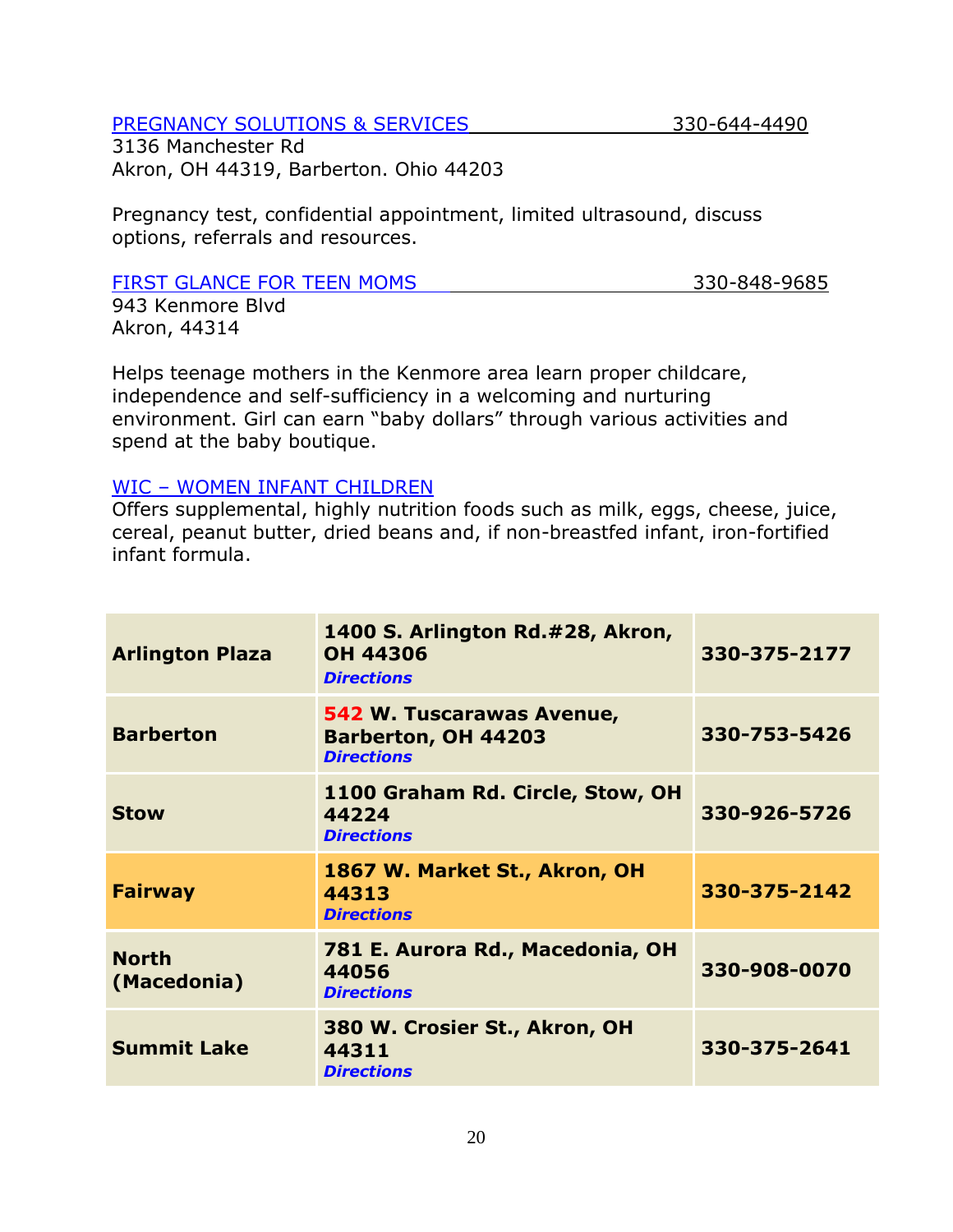PREGNANCY SOLUTIONS & SERVICES 330-644-4490
3136 Manchester Rd
Akron, OH 44319, Barberton. Ohio 44203

Pregnancy test, confidential appointment, limited ultrasound, discuss options, referrals and resources.

FIRST GLANCE FOR TEEN MOMS 330-848-9685
943 Kenmore Blvd
Akron, 44314

Helps teenage mothers in the Kenmore area learn proper childcare, independence and self-sufficiency in a welcoming and nurturing environment. Girl can earn "baby dollars" through various activities and spend at the baby boutique.

WIC – WOMEN INFANT CHILDREN
Offers supplemental, highly nutrition foods such as milk, eggs, cheese, juice, cereal, peanut butter, dried beans and, if non-breastfed infant, iron-fortified infant formula.

| | | |
|---|---|---|
| **Arlington Plaza** | **1400 S. Arlington Rd.#28, Akron, OH 44306** ***Directions*** | **330-375-2177** |
| **Barberton** | **542 W. Tuscarawas Avenue, Barberton, OH 44203** ***Directions*** | **330-753-5426** |
| **Stow** | **1100 Graham Rd. Circle, Stow, OH 44224** ***Directions*** | **330-926-5726** |
| **Fairway** | **1867 W. Market St., Akron, OH 44313** ***Directions*** | **330-375-2142** |
| **North (Macedonia)** | **781 E. Aurora Rd., Macedonia, OH 44056** ***Directions*** | **330-908-0070** |
| **Summit Lake** | **380 W. Crosier St., Akron, OH 44311** ***Directions*** | **330-375-2641** |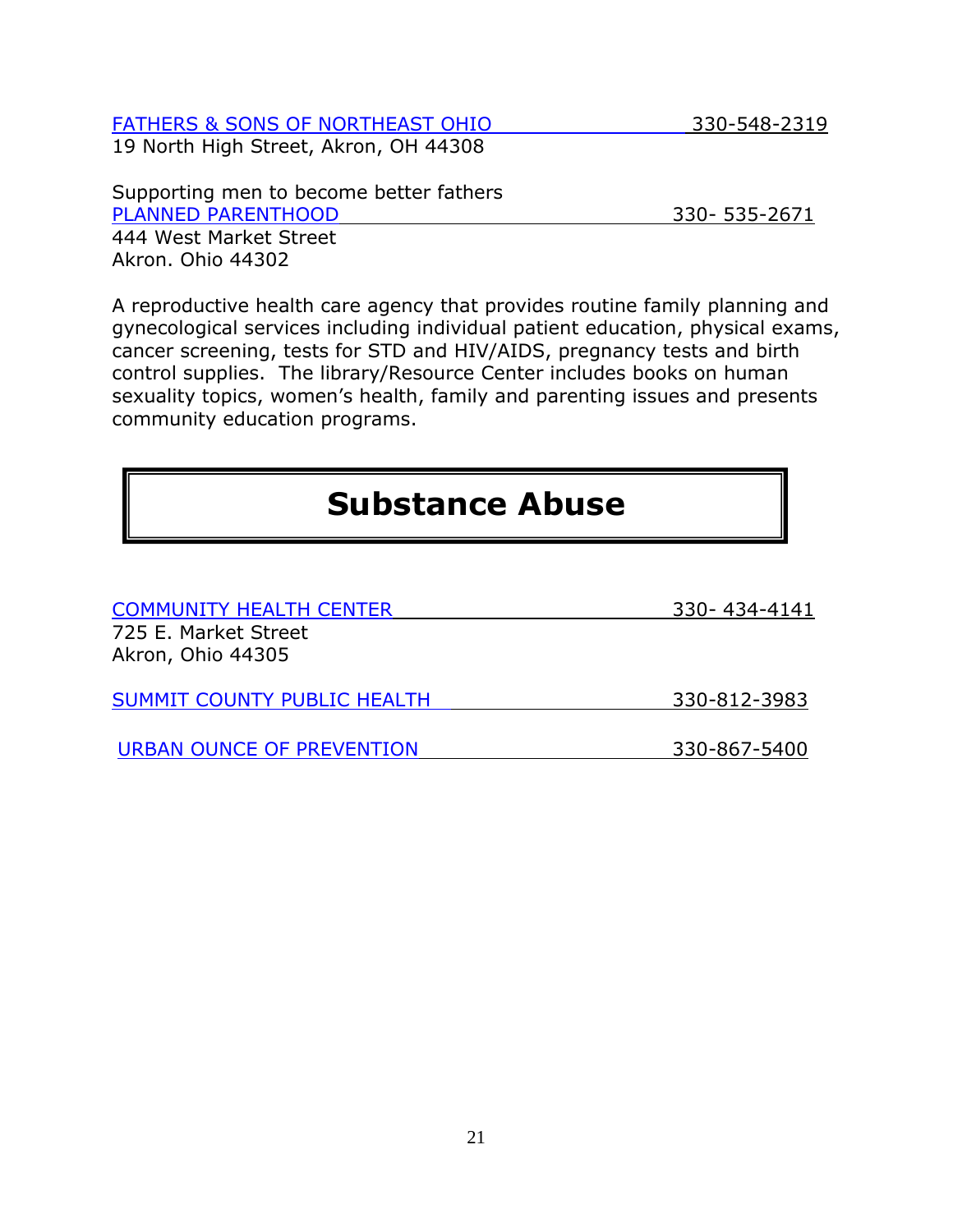FATHERS & SONS OF NORTHEAST OHIO 330-548-2319
19 North High Street, Akron, OH 44308

Supporting men to become better fathers

PLANNED PARENTHOOD 330- 535-2671
444 West Market Street
Akron. Ohio 44302

A reproductive health care agency that provides routine family planning and gynecological services including individual patient education, physical exams, cancer screening, tests for STD and HIV/AIDS, pregnancy tests and birth control supplies. The library/Resource Center includes books on human sexuality topics, women's health, family and parenting issues and presents community education programs.

# Substance Abuse

COMMUNITY HEALTH CENTER 330- 434-4141
725 E. Market Street
Akron, Ohio 44305

SUMMIT COUNTY PUBLIC HEALTH 330-812-3983

URBAN OUNCE OF PREVENTION 330-867-5400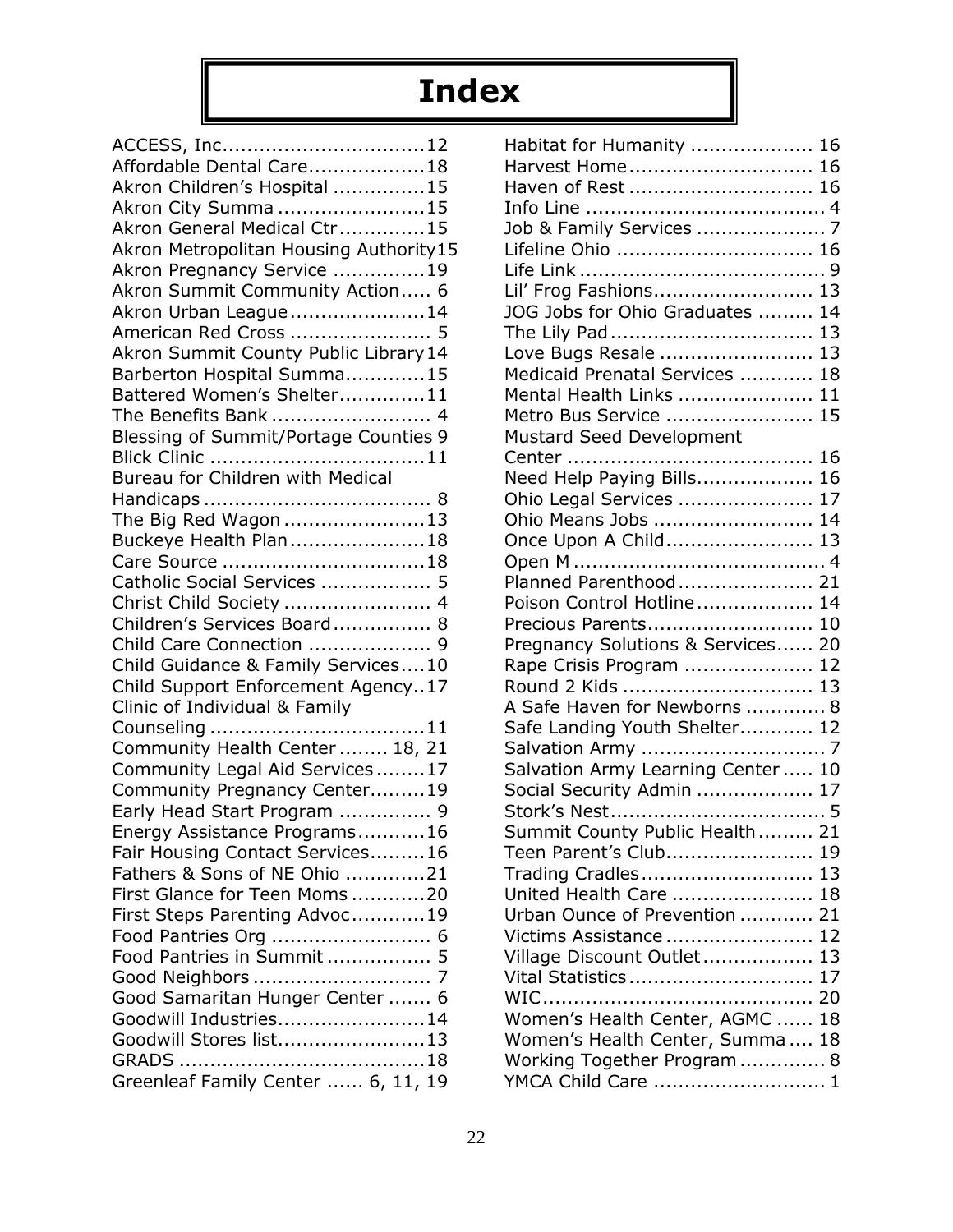# Index

ACCESS, Inc.................................12
Affordable Dental Care...................18
Akron Children's Hospital ...............15
Akron City Summa ........................15
Akron General Medical Ctr..............15
Akron Metropolitan Housing Authority15
Akron Pregnancy Service ...............19
Akron Summit Community Action..... 6
Akron Urban League......................14
American Red Cross ....................... 5
Akron Summit County Public Library14
Barberton Hospital Summa.............15
Battered Women's Shelter..............11
The Benefits Bank .......................... 4
Blessing of Summit/Portage Counties 9
Blick Clinic ...................................11
Bureau for Children with Medical Handicaps ..................................... 8
The Big Red Wagon .......................13
Buckeye Health Plan......................18
Care Source .................................18
Catholic Social Services .................. 5
Christ Child Society ........................ 4
Children's Services Board................ 8
Child Care Connection .................... 9
Child Guidance & Family Services....10
Child Support Enforcement Agency..17
Clinic of Individual & Family Counseling ...................................11
Community Health Center ........ 18, 21
Community Legal Aid Services........17
Community Pregnancy Center.........19
Early Head Start Program ............... 9
Energy Assistance Programs...........16
Fair Housing Contact Services.........16
Fathers & Sons of NE Ohio .............21
First Glance for Teen Moms ............20
First Steps Parenting Advoc............19
Food Pantries Org .......................... 6
Food Pantries in Summit ................. 5
Good Neighbors ............................. 7
Good Samaritan Hunger Center ....... 6
Goodwill Industries........................14
Goodwill Stores list........................13
GRADS ........................................18
Greenleaf Family Center ...... 6, 11, 19
Habitat for Humanity .................... 16
Harvest Home.............................. 16
Haven of Rest .............................. 16
Info Line ....................................... 4
Job & Family Services ..................... 7
Lifeline Ohio ................................ 16
Life Link ........................................ 9
Lil' Frog Fashions.......................... 13
JOG Jobs for Ohio Graduates ......... 14
The Lily Pad................................. 13
Love Bugs Resale ......................... 13
Medicaid Prenatal Services ............ 18
Mental Health Links ...................... 11
Metro Bus Service ........................ 15
Mustard Seed Development Center ....................................... 16
Need Help Paying Bills................... 16
Ohio Legal Services ...................... 17
Ohio Means Jobs .......................... 14
Once Upon A Child........................ 13
Open M ......................................... 4
Planned Parenthood...................... 21
Poison Control Hotline................... 14
Precious Parents........................... 10
Pregnancy Solutions & Services...... 20
Rape Crisis Program ..................... 12
Round 2 Kids ............................... 13
A Safe Haven for Newborns ............. 8
Safe Landing Youth Shelter............ 12
Salvation Army .............................. 7
Salvation Army Learning Center ..... 10
Social Security Admin ................... 17
Stork's Nest................................... 5
Summit County Public Health......... 21
Teen Parent's Club........................ 19
Trading Cradles............................ 13
United Health Care ....................... 18
Urban Ounce of Prevention ............ 21
Victims Assistance ........................ 12
Village Discount Outlet.................. 13
Vital Statistics.............................. 17
WIC............................................ 20
Women's Health Center, AGMC ...... 18
Women's Health Center, Summa .... 18
Working Together Program .............. 8
YMCA Child Care ............................ 1